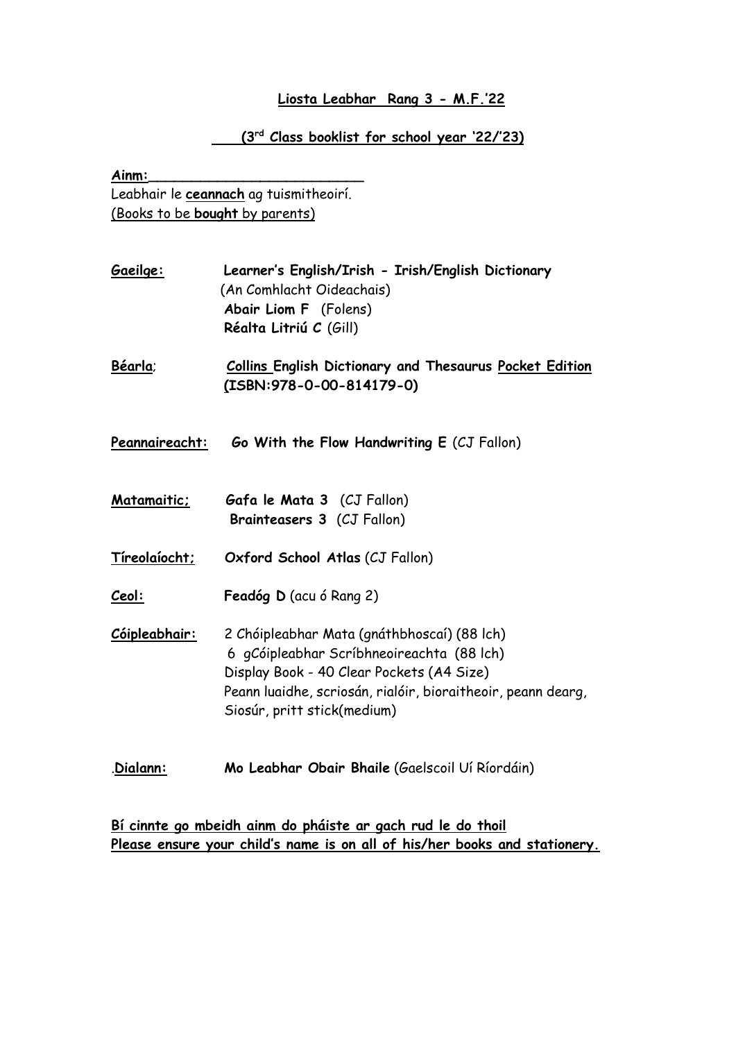## Liosta Leabhar Rang 3 - M.F.'22

### (3rd Class booklist for school year '22/'23)

**Ainm:**\_\_\_\_\_\_\_\_\_\_\_\_\_\_\_\_\_\_\_\_\_\_\_\_\_\_

Leabhair le **ceannach** ag tuismitheoirí.
(Books to be **bought** by parents)

**Gaeilge:** **Learner's English/Irish - Irish/English Dictionary** (An Comhlacht Oideachais)
**Abair Liom F** (Folens)
**Réalta Litriú C** (Gill)

**Béarla;** **Collins English Dictionary and Thesaurus Pocket Edition (ISBN:978-0-00-814179-0)**

**Peannaireacht:** **Go With the Flow Handwriting E** (CJ Fallon)

**Matamaitic;** **Gafa le Mata 3** (CJ Fallon)
**Brainteasers 3** (CJ Fallon)

**Tíreolaíocht;** **Oxford School Atlas** (CJ Fallon)

**Ceol:** **Feadóg D** (acu ó Rang 2)

**Cóipleabhair:** 2 Chóipleabhar Mata (gnáthbhoscaí) (88 lch)
6 gCóipleabhar Scríbhneoireachta (88 lch)
Display Book - 40 Clear Pockets (A4 Size)
Peann luaidhe, scriosán, rialóir, bioraitheoir, peann dearg, Siosúr, pritt stick(medium)

.**Dialann:** **Mo Leabhar Obair Bhaile** (Gaelscoil Uí Ríordáin)

**Bí cinnte go mbeidh ainm do pháiste ar gach rud le do thoil**
**Please ensure your child's name is on all of his/her books and stationery.**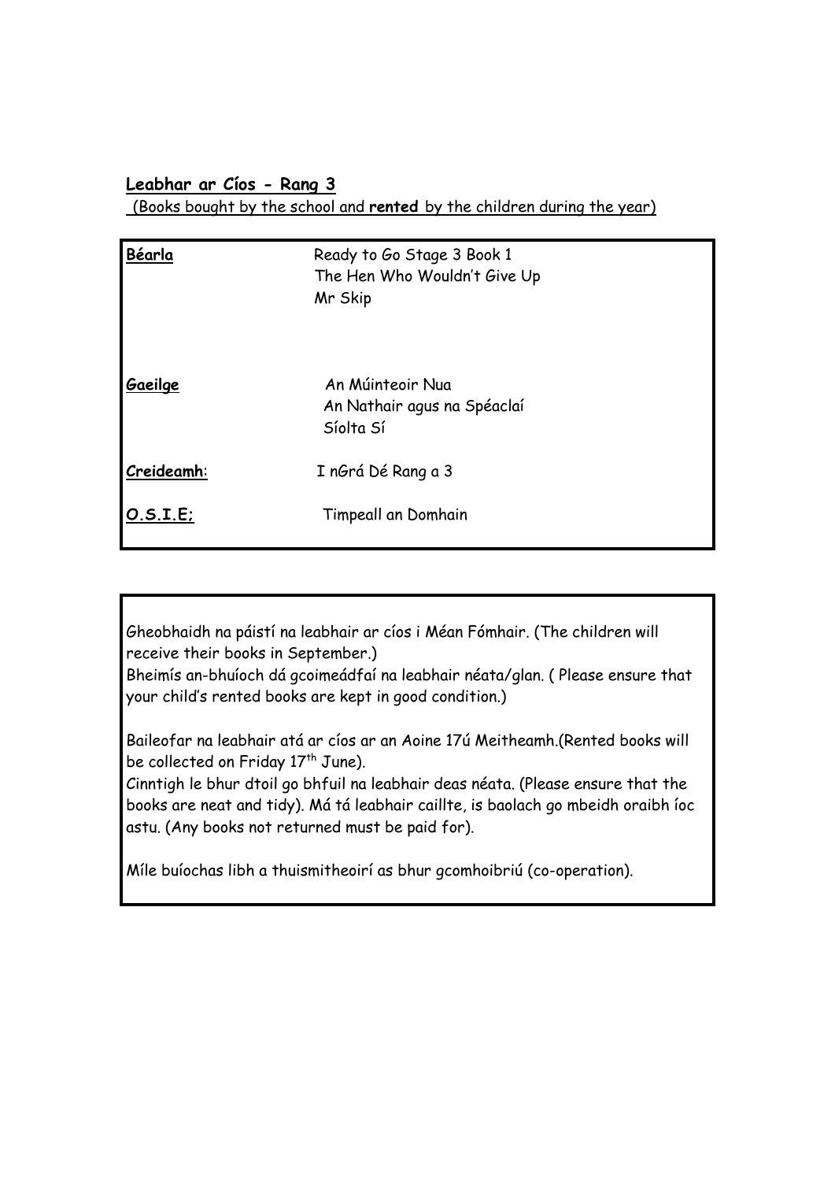**Leabhar ar Cíos - Rang 3**

(Books bought by the school and **rented** by the children during the year)

| | |
|---|---|
| **Béarla** | Ready to Go Stage 3 Book 1<br>The Hen Who Wouldn't Give Up<br>Mr Skip |
| **Gaeilge** | An Múinteoir Nua<br>An Nathair agus na Spéaclaí<br>Síolta Sí |
| **Creideamh**: | I nGrá Dé Rang a 3 |
| **O.S.I.E;** | Timpeall an Domhain |

Gheobhaidh na páistí na leabhair ar cíos i Méan Fómhair. (The children will receive their books in September.)
Bheimís an-bhuíoch dá gcoimeádfaí na leabhair néata/glan. ( Please ensure that your child's rented books are kept in good condition.)

Baileofar na leabhair atá ar cíos ar an Aoine 17ú Meitheamh.(Rented books will be collected on Friday 17th June).
Cinntigh le bhur dtoil go bhfuil na leabhair deas néata. (Please ensure that the books are neat and tidy). Má tá leabhair caillte, is baolach go mbeidh oraibh íoc astu. (Any books not returned must be paid for).

Míle buíochas libh a thuismitheoirí as bhur gcomhoibriú (co-operation).